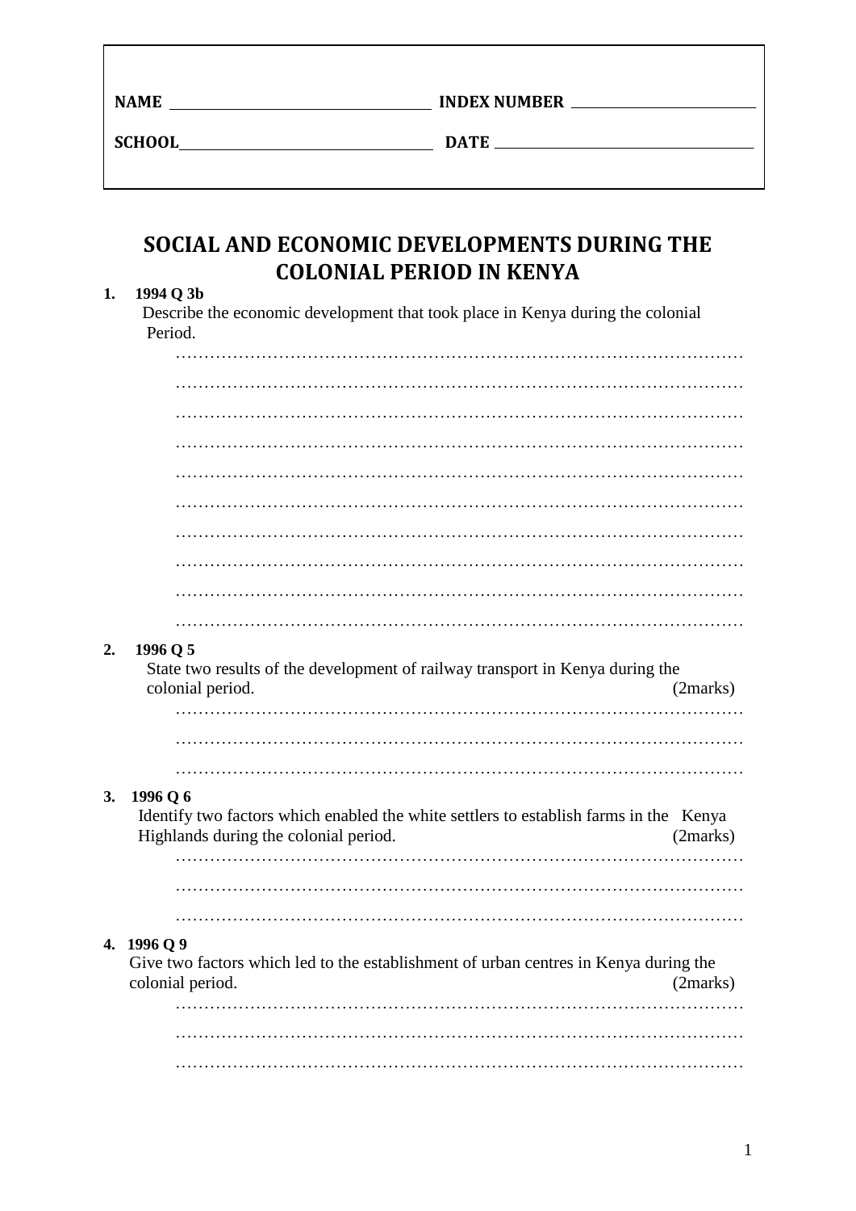| NAME ______________________ | INDEX NUMBER ______________________ |
| --- | --- |
| SCHOOL ______________________ | DATE ______________________ |

# SOCIAL AND ECONOMIC DEVELOPMENTS DURING THE COLONIAL PERIOD IN KENYA

1. **1994 Q 3b**

   Describe the economic development that took place in Kenya during the colonial Period.

   …………………………………………………………………………………………
   …………………………………………………………………………………………
   …………………………………………………………………………………………
   …………………………………………………………………………………………
   …………………………………………………………………………………………
   …………………………………………………………………………………………
   …………………………………………………………………………………………
   …………………………………………………………………………………………
   …………………………………………………………………………………………
   …………………………………………………………………………………………

2. **1996 Q 5**

   State two results of the development of railway transport in Kenya during the colonial period. (2marks)

   …………………………………………………………………………………………
   …………………………………………………………………………………………
   …………………………………………………………………………………………

3. **1996 Q 6**

   Identify two factors which enabled the white settlers to establish farms in the Kenya Highlands during the colonial period. (2marks)

   …………………………………………………………………………………………
   …………………………………………………………………………………………
   …………………………………………………………………………………………

4. **1996 Q 9**

   Give two factors which led to the establishment of urban centres in Kenya during the colonial period. (2marks)

   …………………………………………………………………………………………
   …………………………………………………………………………………………
   …………………………………………………………………………………………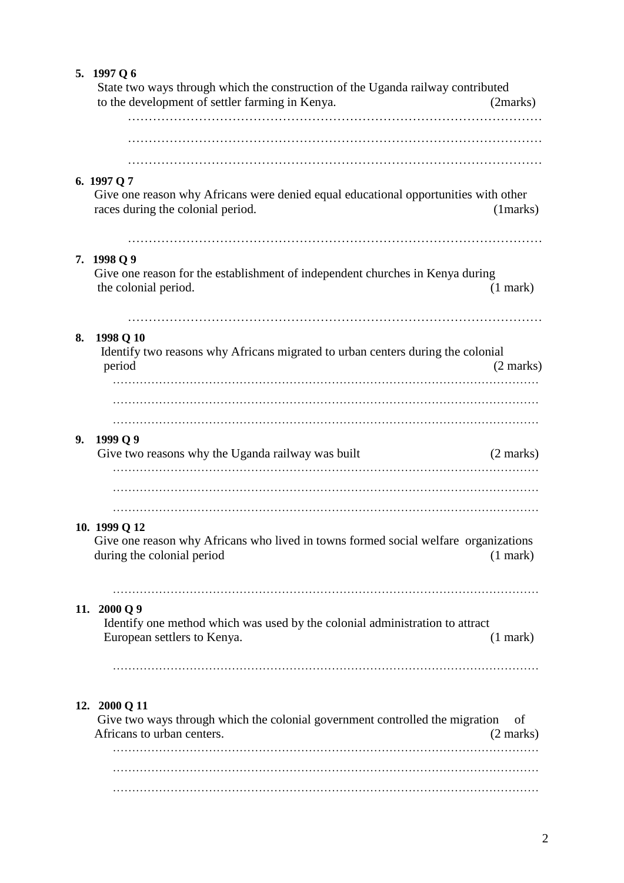5. **1997 Q 6**
   State two ways through which the construction of the Uganda railway contributed to the development of settler farming in Kenya. (2marks)

   …………………………………………………………………………………………
   …………………………………………………………………………………………
   …………………………………………………………………………………………

6. **1997 Q 7**
   Give one reason why Africans were denied equal educational opportunities with other races during the colonial period. (1marks)

   …………………………………………………………………………………………

7. **1998 Q 9**
   Give one reason for the establishment of independent churches in Kenya during the colonial period. (1 mark)

   …………………………………………………………………………………………

8. **1998 Q 10**
   Identify two reasons why Africans migrated to urban centers during the colonial period (2 marks)

   …………………………………………………………………………………………
   …………………………………………………………………………………………
   …………………………………………………………………………………………

9. **1999 Q 9**
   Give two reasons why the Uganda railway was built (2 marks)

   …………………………………………………………………………………………
   …………………………………………………………………………………………
   …………………………………………………………………………………………

10. **1999 Q 12**
    Give one reason why Africans who lived in towns formed social welfare organizations during the colonial period (1 mark)

    …………………………………………………………………………………………

11. **2000 Q 9**
    Identify one method which was used by the colonial administration to attract European settlers to Kenya. (1 mark)

    …………………………………………………………………………………………

12. **2000 Q 11**
    Give two ways through which the colonial government controlled the migration of Africans to urban centers. (2 marks)

    …………………………………………………………………………………………
    …………………………………………………………………………………………
    …………………………………………………………………………………………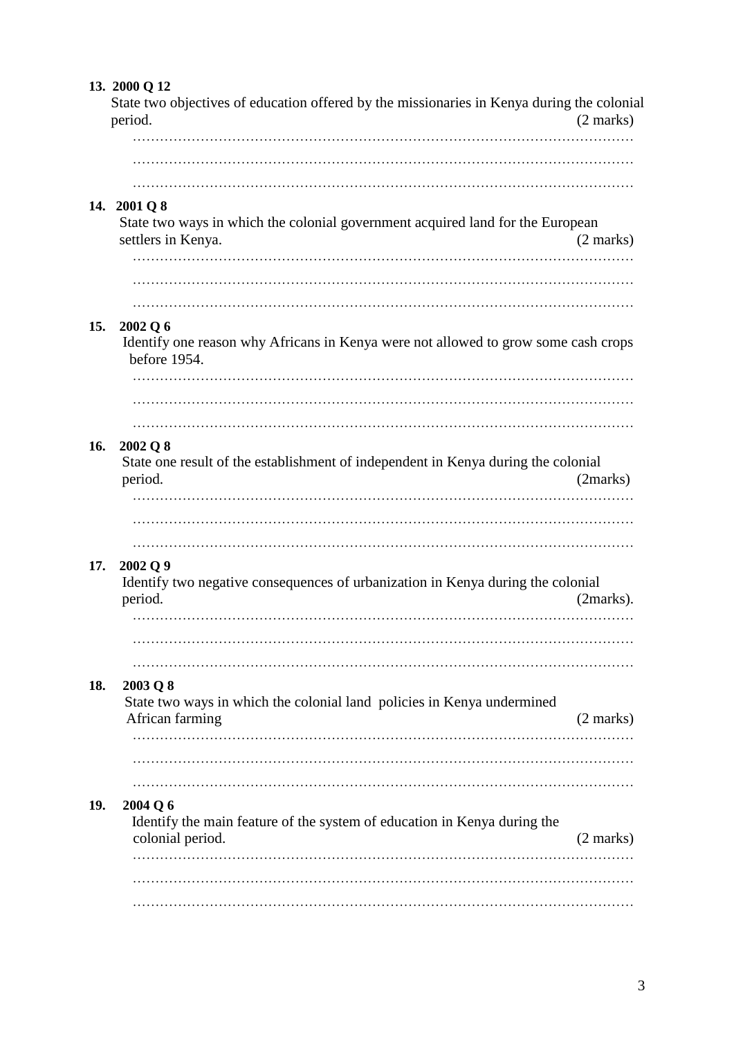**13. 2000 Q 12**

State two objectives of education offered by the missionaries in Kenya during the colonial period. (2 marks)

…………………………………………………………………………………………………

…………………………………………………………………………………………………

…………………………………………………………………………………………………

**14. 2001 Q 8**

State two ways in which the colonial government acquired land for the European settlers in Kenya. (2 marks)

…………………………………………………………………………………………………

…………………………………………………………………………………………………

…………………………………………………………………………………………………

**15. 2002 Q 6**

Identify one reason why Africans in Kenya were not allowed to grow some cash crops before 1954.

…………………………………………………………………………………………………

…………………………………………………………………………………………………

…………………………………………………………………………………………………

**16. 2002 Q 8**

State one result of the establishment of independent in Kenya during the colonial period. (2marks)

…………………………………………………………………………………………………

…………………………………………………………………………………………………

…………………………………………………………………………………………………

**17. 2002 Q 9**

Identify two negative consequences of urbanization in Kenya during the colonial period. (2marks).

…………………………………………………………………………………………………

…………………………………………………………………………………………………

…………………………………………………………………………………………………

**18. 2003 Q 8**

State two ways in which the colonial land policies in Kenya undermined African farming (2 marks)

…………………………………………………………………………………………………

…………………………………………………………………………………………………

…………………………………………………………………………………………………

**19. 2004 Q 6**

Identify the main feature of the system of education in Kenya during the colonial period. (2 marks)

…………………………………………………………………………………………………

…………………………………………………………………………………………………

…………………………………………………………………………………………………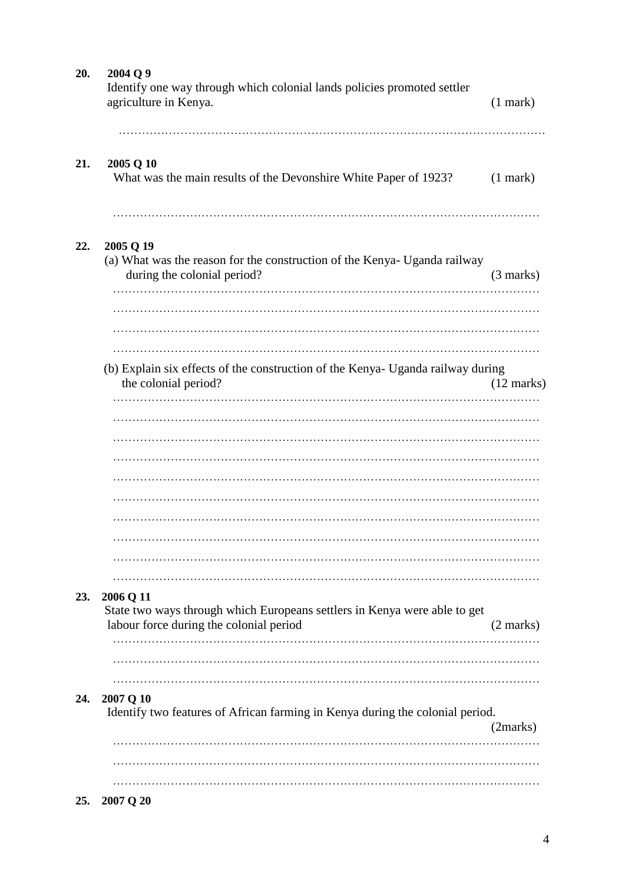**20.** **2004 Q 9**

Identify one way through which colonial lands policies promoted settler agriculture in Kenya. (1 mark)

…………………………………………………………………………………………………

**21.** **2005 Q 10**

What was the main results of the Devonshire White Paper of 1923? (1 mark)

…………………………………………………………………………………………………

**22.** **2005 Q 19**

(a) What was the reason for the construction of the Kenya- Uganda railway during the colonial period? (3 marks)

…………………………………………………………………………………………………
…………………………………………………………………………………………………
…………………………………………………………………………………………………
…………………………………………………………………………………………………

(b) Explain six effects of the construction of the Kenya- Uganda railway during the colonial period? (12 marks)

…………………………………………………………………………………………………
…………………………………………………………………………………………………
…………………………………………………………………………………………………
…………………………………………………………………………………………………
…………………………………………………………………………………………………
…………………………………………………………………………………………………
…………………………………………………………………………………………………
…………………………………………………………………………………………………
…………………………………………………………………………………………………
…………………………………………………………………………………………………

**23.** **2006 Q 11**

State two ways through which Europeans settlers in Kenya were able to get labour force during the colonial period (2 marks)

…………………………………………………………………………………………………
…………………………………………………………………………………………………
…………………………………………………………………………………………………

**24.** **2007 Q 10**

Identify two features of African farming in Kenya during the colonial period. (2marks)

…………………………………………………………………………………………………
…………………………………………………………………………………………………
…………………………………………………………………………………………………

**25.** **2007 Q 20**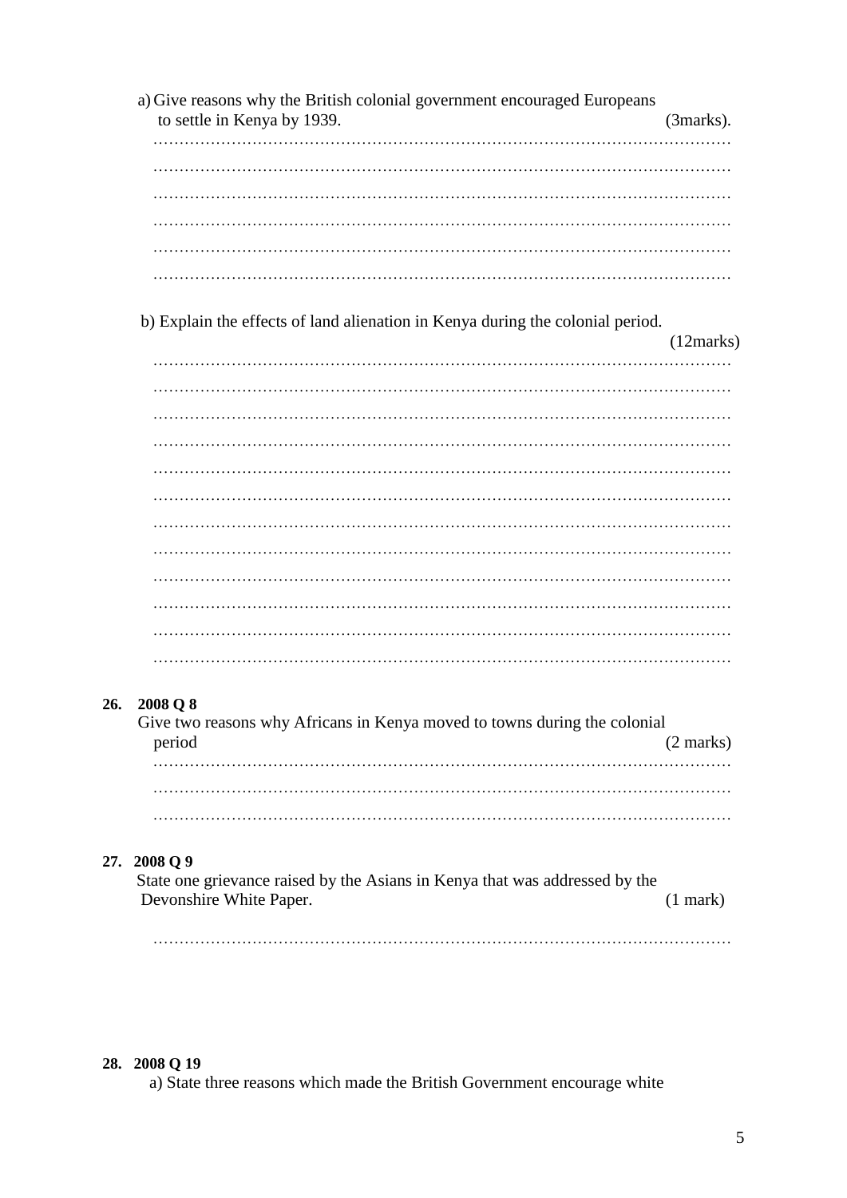a) Give reasons why the British colonial government encouraged Europeans to settle in Kenya by 1939. (3marks).

…………………………………………………………………………………………………
…………………………………………………………………………………………………
…………………………………………………………………………………………………
…………………………………………………………………………………………………
…………………………………………………………………………………………………
…………………………………………………………………………………………………

b) Explain the effects of land alienation in Kenya during the colonial period. (12marks)

…………………………………………………………………………………………………
…………………………………………………………………………………………………
…………………………………………………………………………………………………
…………………………………………………………………………………………………
…………………………………………………………………………………………………
…………………………………………………………………………………………………
…………………………………………………………………………………………………
…………………………………………………………………………………………………
…………………………………………………………………………………………………
…………………………………………………………………………………………………
…………………………………………………………………………………………………
…………………………………………………………………………………………………

**26. 2008 Q 8**

Give two reasons why Africans in Kenya moved to towns during the colonial period (2 marks)

…………………………………………………………………………………………………
…………………………………………………………………………………………………
…………………………………………………………………………………………………

**27. 2008 Q 9**

State one grievance raised by the Asians in Kenya that was addressed by the Devonshire White Paper. (1 mark)

…………………………………………………………………………………………………

**28. 2008 Q 19**

a) State three reasons which made the British Government encourage white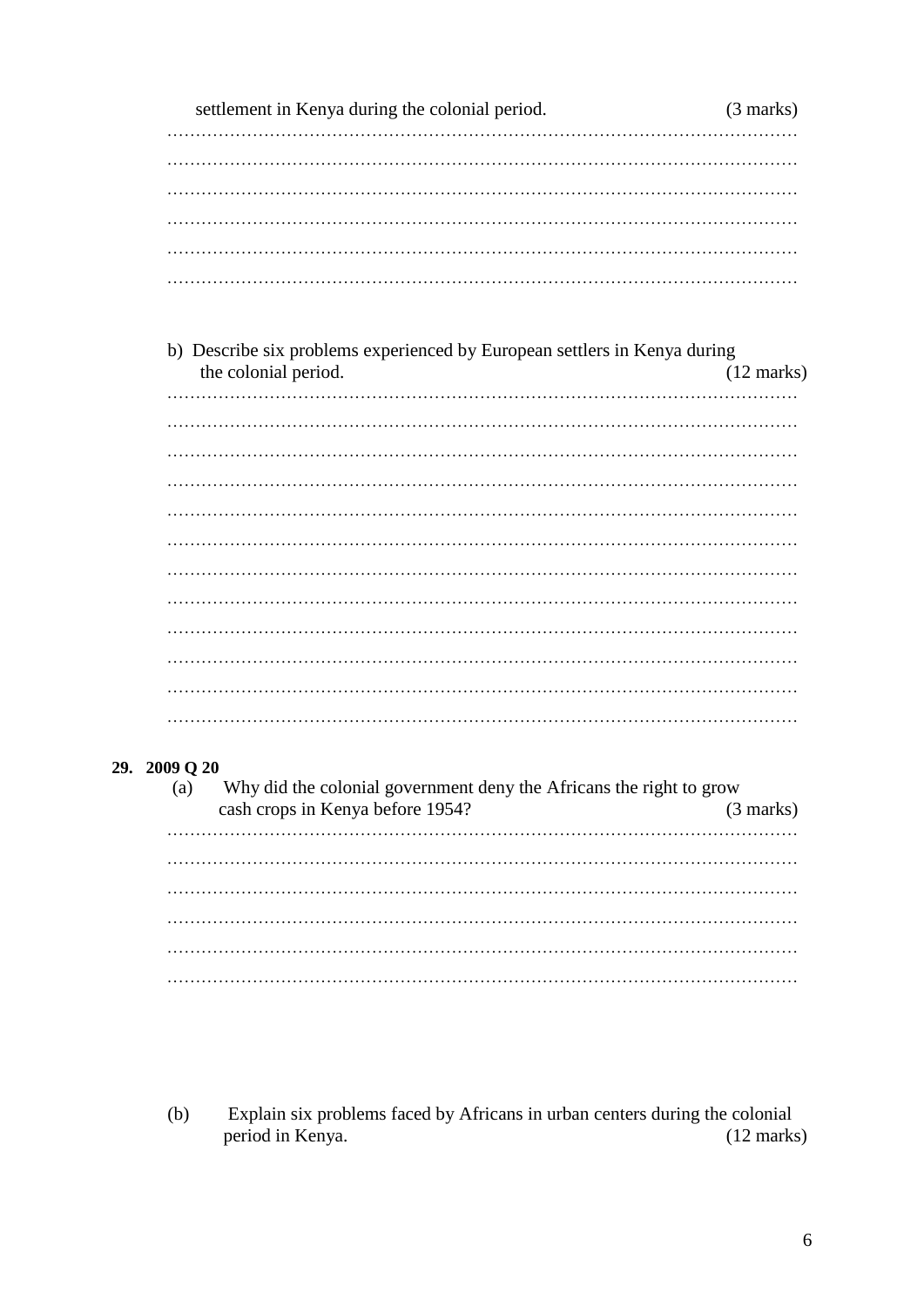settlement in Kenya during the colonial period. (3 marks)

…………………………………………………………………………………………………
…………………………………………………………………………………………………
…………………………………………………………………………………………………
…………………………………………………………………………………………………
…………………………………………………………………………………………………
…………………………………………………………………………………………………

b) Describe six problems experienced by European settlers in Kenya during the colonial period. (12 marks)

…………………………………………………………………………………………………
…………………………………………………………………………………………………
…………………………………………………………………………………………………
…………………………………………………………………………………………………
…………………………………………………………………………………………………
…………………………………………………………………………………………………
…………………………………………………………………………………………………
…………………………………………………………………………………………………
…………………………………………………………………………………………………
…………………………………………………………………………………………………
…………………………………………………………………………………………………
…………………………………………………………………………………………………

**29. 2009 Q 20**

(a) Why did the colonial government deny the Africans the right to grow cash crops in Kenya before 1954? (3 marks)

…………………………………………………………………………………………………
…………………………………………………………………………………………………
…………………………………………………………………………………………………
…………………………………………………………………………………………………
…………………………………………………………………………………………………
…………………………………………………………………………………………………

(b) Explain six problems faced by Africans in urban centers during the colonial period in Kenya. (12 marks)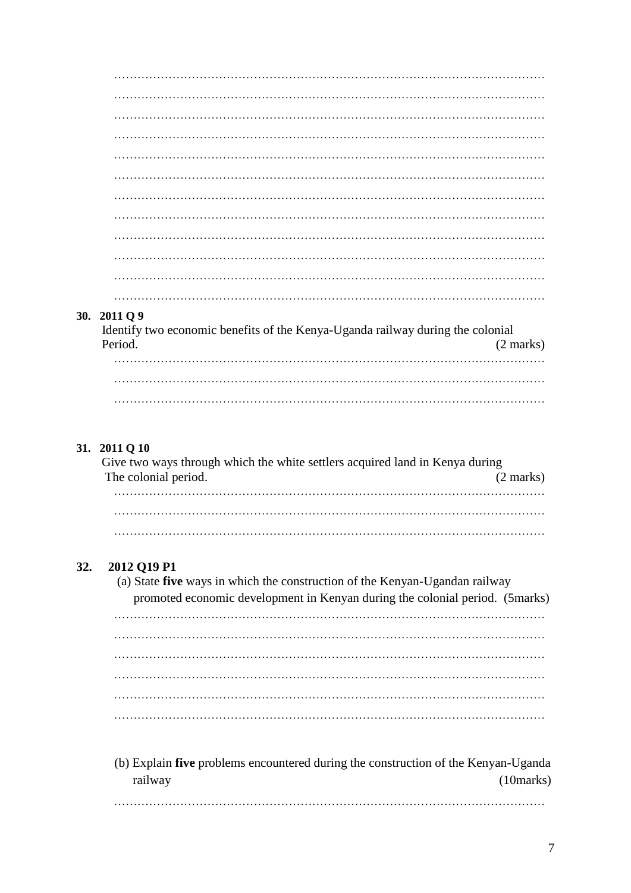30. **2011 Q 9**

Identify two economic benefits of the Kenya-Uganda railway during the colonial Period. (2 marks)

31. **2011 Q 10**

Give two ways through which the white settlers acquired land in Kenya during The colonial period. (2 marks)

32. **2012 Q19 P1**

(a) State **five** ways in which the construction of the Kenyan-Ugandan railway promoted economic development in Kenyan during the colonial period. (5marks)

(b) Explain **five** problems encountered during the construction of the Kenyan-Uganda railway (10marks)